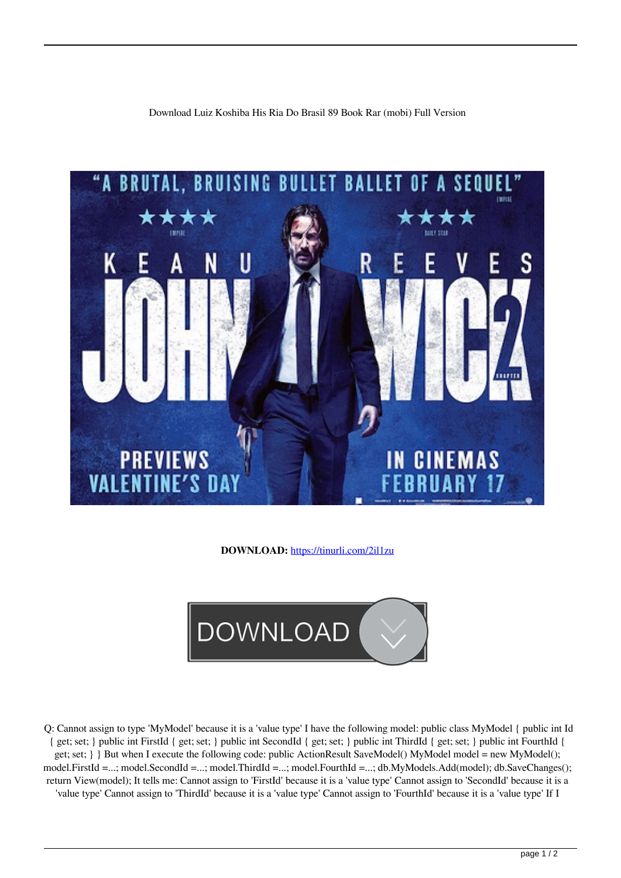Download Luiz Koshiba His Ria Do Brasil 89 Book Rar (mobi) Full Version

**DOWNLOAD:** https://tinurli.com/2il1zu

Q: Cannot assign to type 'MyModel' because it is a 'value type' I have the following model: public class MyModel { public int Id { get; set; } public int FirstId { get; set; } public int SecondId { get; set; } public int ThirdId { get; set; } public int FourthId { get; set; } } But when I execute the following code: public ActionResult SaveModel() MyModel model = new MyModel(); model.FirstId =...; model.SecondId =...; model.ThirdId =...; model.FourthId =...; db.MyModels.Add(model); db.SaveChanges(); return View(model); It tells me: Cannot assign to 'FirstId' because it is a 'value type' Cannot assign to 'SecondId' because it is a 'value type' Cannot assign to 'ThirdId' because it is a 'value type' Cannot assign to 'FourthId' because it is a 'value type' If I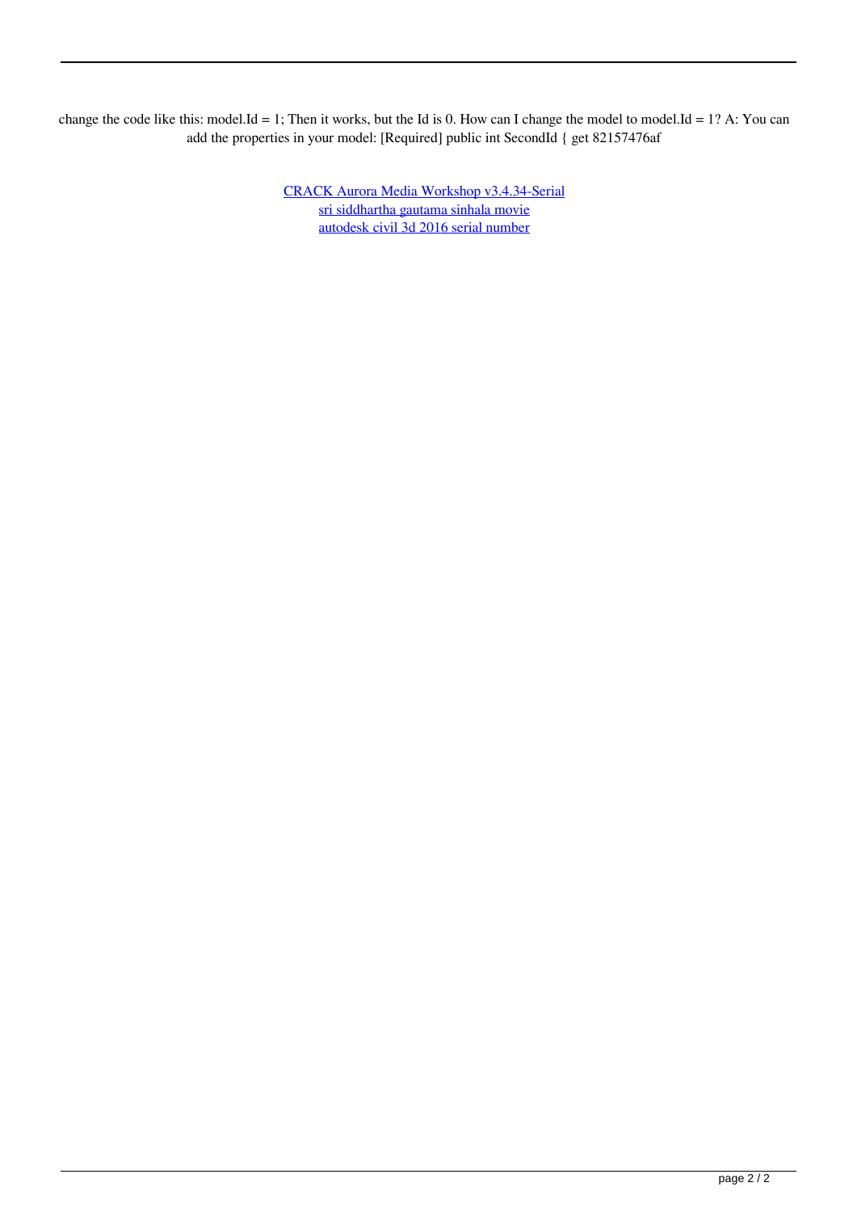change the code like this: model.Id = 1; Then it works, but the Id is 0. How can I change the model to model.Id = 1? A: You can add the properties in your model: [Required] public int SecondId { get 82157476af

CRACK Aurora Media Workshop v3.4.34-Serial
sri siddhartha gautama sinhala movie
autodesk civil 3d 2016 serial number